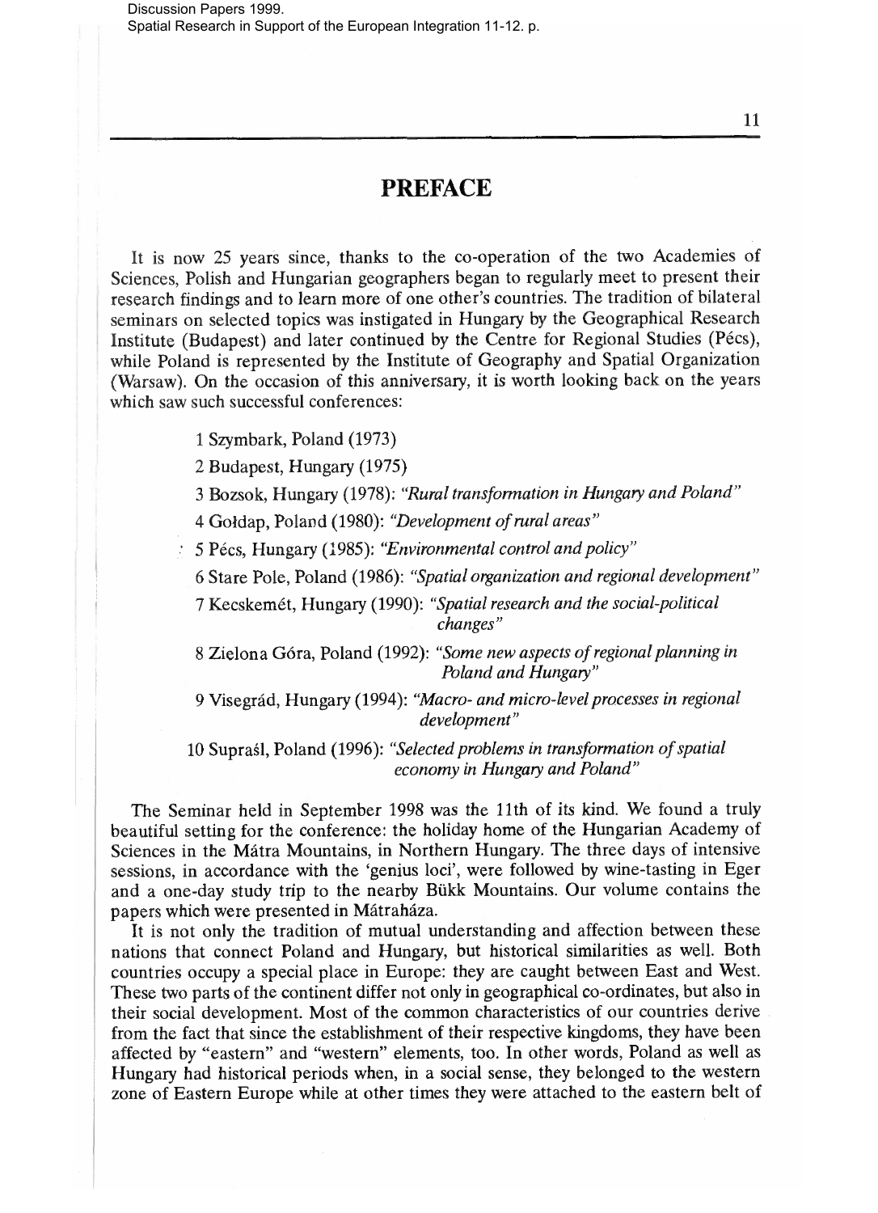# PREFACE

It is now 25 years since, thanks to the co-operation of the two Academies of Sciences, Polish and Hungarian geographers began to regularly meet to present their research findings and to learn more of one other's countries. The tradition of bilateral seminars on selected topics was instigated in Hungary by the Geographical Research Institute (Budapest) and later continued by the Centre for Regional Studies (Pécs), while Poland is represented by the Institute of Geography and Spatial Organization (Warsaw). On the occasion of this anniversary, it is worth looking back on the years which saw such successful conferences:

1 Szymbark, Poland (1973)

2 Budapest, Hungary (1975)

3 Bozsok, Hungary (1978): *"Rural transformation in Hungary and Poland"*

4 Gołdap, Poland (1980): *"Development of rural areas"*

5 Pécs, Hungary (1985): *"Environmental control and policy"*

6 Stare Pole, Poland (1986): *"Spatial organization and regional development"*

7 Kecskemét, Hungary (1990): *"Spatial research and the social-political changes"*

8 Zielona Góra, Poland (1992): *"Some new aspects of regional planning in Poland and Hungary"*

9 Visegrád, Hungary (1994): *"Macro- and micro-level processes in regional development"*

10 Supraśl, Poland (1996): *"Selected problems in transformation of spatial economy in Hungary and Poland"*

The Seminar held in September 1998 was the 11th of its kind. We found a truly beautiful setting for the conference: the holiday home of the Hungarian Academy of Sciences in the Mátra Mountains, in Northern Hungary. The three days of intensive sessions, in accordance with the 'genius loci', were followed by wine-tasting in Eger and a one-day study trip to the nearby Bükk Mountains. Our volume contains the papers which were presented in Mátraháza.

It is not only the tradition of mutual understanding and affection between these nations that connect Poland and Hungary, but historical similarities as well. Both countries occupy a special place in Europe: they are caught between East and West. These two parts of the continent differ not only in geographical co-ordinates, but also in their social development. Most of the common characteristics of our countries derive from the fact that since the establishment of their respective kingdoms, they have been affected by "eastern" and "western" elements, too. In other words, Poland as well as Hungary had historical periods when, in a social sense, they belonged to the western zone of Eastern Europe while at other times they were attached to the eastern belt of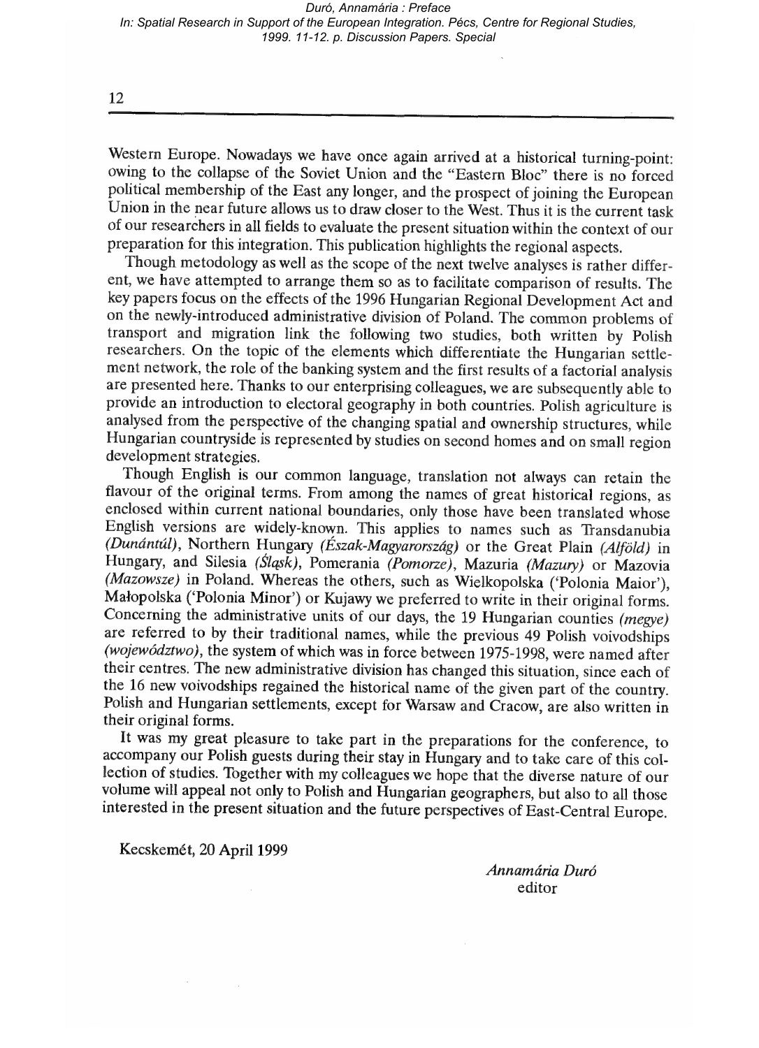Western Europe. Nowadays we have once again arrived at a historical turning-point: owing to the collapse of the Soviet Union and the "Eastern Bloc" there is no forced political membership of the East any longer, and the prospect of joining the European Union in the near future allows us to draw closer to the West. Thus it is the current task of our researchers in all fields to evaluate the present situation within the context of our preparation for this integration. This publication highlights the regional aspects.

Though metodology as well as the scope of the next twelve analyses is rather different, we have attempted to arrange them so as to facilitate comparison of results. The key papers focus on the effects of the 1996 Hungarian Regional Development Act and on the newly-introduced administrative division of Poland. The common problems of transport and migration link the following two studies, both written by Polish researchers. On the topic of the elements which differentiate the Hungarian settlement network, the role of the banking system and the first results of a factorial analysis are presented here. Thanks to our enterprising colleagues, we are subsequently able to provide an introduction to electoral geography in both countries. Polish agriculture is analysed from the perspective of the changing spatial and ownership structures, while Hungarian countryside is represented by studies on second homes and on small region development strategies.

Though English is our common language, translation not always can retain the flavour of the original terms. From among the names of great historical regions, as enclosed within current national boundaries, only those have been translated whose English versions are widely-known. This applies to names such as Transdanubia *(Dunántúl)*, Northern Hungary *(Észak-Magyarország)* or the Great Plain *(Alföld)* in Hungary, and Silesia *(Śląsk)*, Pomerania *(Pomorze)*, Mazuria *(Mazury)* or Mazovia *(Mazowsze)* in Poland. Whereas the others, such as Wielkopolska ('Polonia Maior'), Małopolska ('Polonia Minor') or Kujawy we preferred to write in their original forms. Concerning the administrative units of our days, the 19 Hungarian counties *(megye)* are referred to by their traditional names, while the previous 49 Polish voivodships *(województwo)*, the system of which was in force between 1975-1998, were named after their centres. The new administrative division has changed this situation, since each of the 16 new voivodships regained the historical name of the given part of the country. Polish and Hungarian settlements, except for Warsaw and Cracow, are also written in their original forms.

It was my great pleasure to take part in the preparations for the conference, to accompany our Polish guests during their stay in Hungary and to take care of this collection of studies. Together with my colleagues we hope that the diverse nature of our volume will appeal not only to Polish and Hungarian geographers, but also to all those interested in the present situation and the future perspectives of East-Central Europe.

Kecskemét, 20 April 1999

*Annamária Duró*
editor